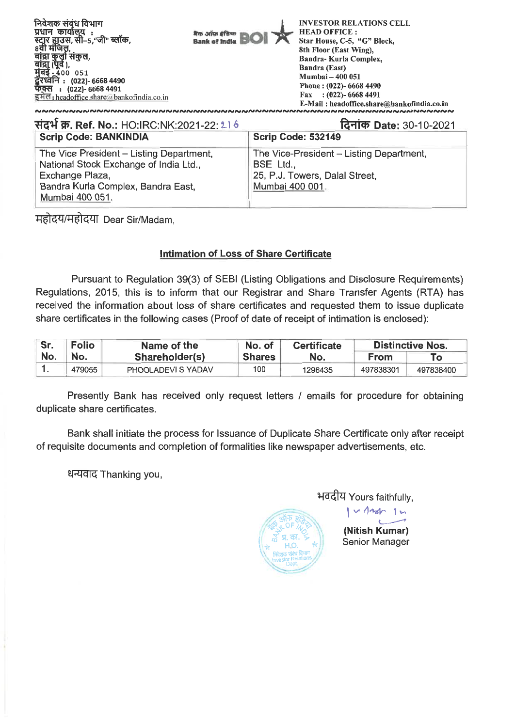निवेशक संबंध विभाग
प्रधान कार्यालय :
स्टार हाउस, सी–5,"जी" ब्लॉक,
8वी मंजिल,
बांद्रा कुर्ला संकुल,
बांद्रा (पूर्व ),
मुंबई - 400 051
दूरध्वनि : (022)- 6668 4490
फैक्स : (022)- 6668 4491
इमेल : headoffice.share@bankofindia.co.in

बैंक ऑफ इंडिया BOI Bank of India

INVESTOR RELATIONS CELL
HEAD OFFICE :
Star House, C-5, "G" Block,
8th Floor (East Wing),
Bandra- Kurla Complex,
Bandra (East)
Mumbai – 400 051
Phone : (022)- 6668 4490
Fax : (022)- 6668 4491
E-Mail : headoffice.share@bankofindia.co.in

संदर्भ क्र. Ref. No.: HO:IRC:NK:2021-22: 216

दिनांक Date: 30-10-2021

| Scrip Code: BANKINDIA | Scrip Code: 532149 |
|---|---|
| The Vice President – Listing Department, National Stock Exchange of India Ltd., Exchange Plaza, Bandra Kurla Complex, Bandra East, Mumbai 400 051. | The Vice-President – Listing Department, BSE Ltd., 25, P.J. Towers, Dalal Street, Mumbai 400 001. |

महोदय/महोदया Dear Sir/Madam,

## Intimation of Loss of Share Certificate

Pursuant to Regulation 39(3) of SEBI (Listing Obligations and Disclosure Requirements) Regulations, 2015, this is to inform that our Registrar and Share Transfer Agents (RTA) has received the information about loss of share certificates and requested them to issue duplicate share certificates in the following cases (Proof of date of receipt of intimation is enclosed):

| Sr. No. | Folio No. | Name of the Shareholder(s) | No. of Shares | Certificate No. | Distinctive Nos. | |
|---|---|---|---|---|---|---|
| | | | | | From | To |
| 1. | 479055 | PHOOLADEVI S YADAV | 100 | 1296435 | 497838301 | 497838400 |

Presently Bank has received only request letters / emails for procedure for obtaining duplicate share certificates.

Bank shall initiate the process for Issuance of Duplicate Share Certificate only after receipt of requisite documents and completion of formalities like newspaper advertisements, etc.

धन्यवाद Thanking you,

भवदीय Yours faithfully,

(Nitish Kumar)
Senior Manager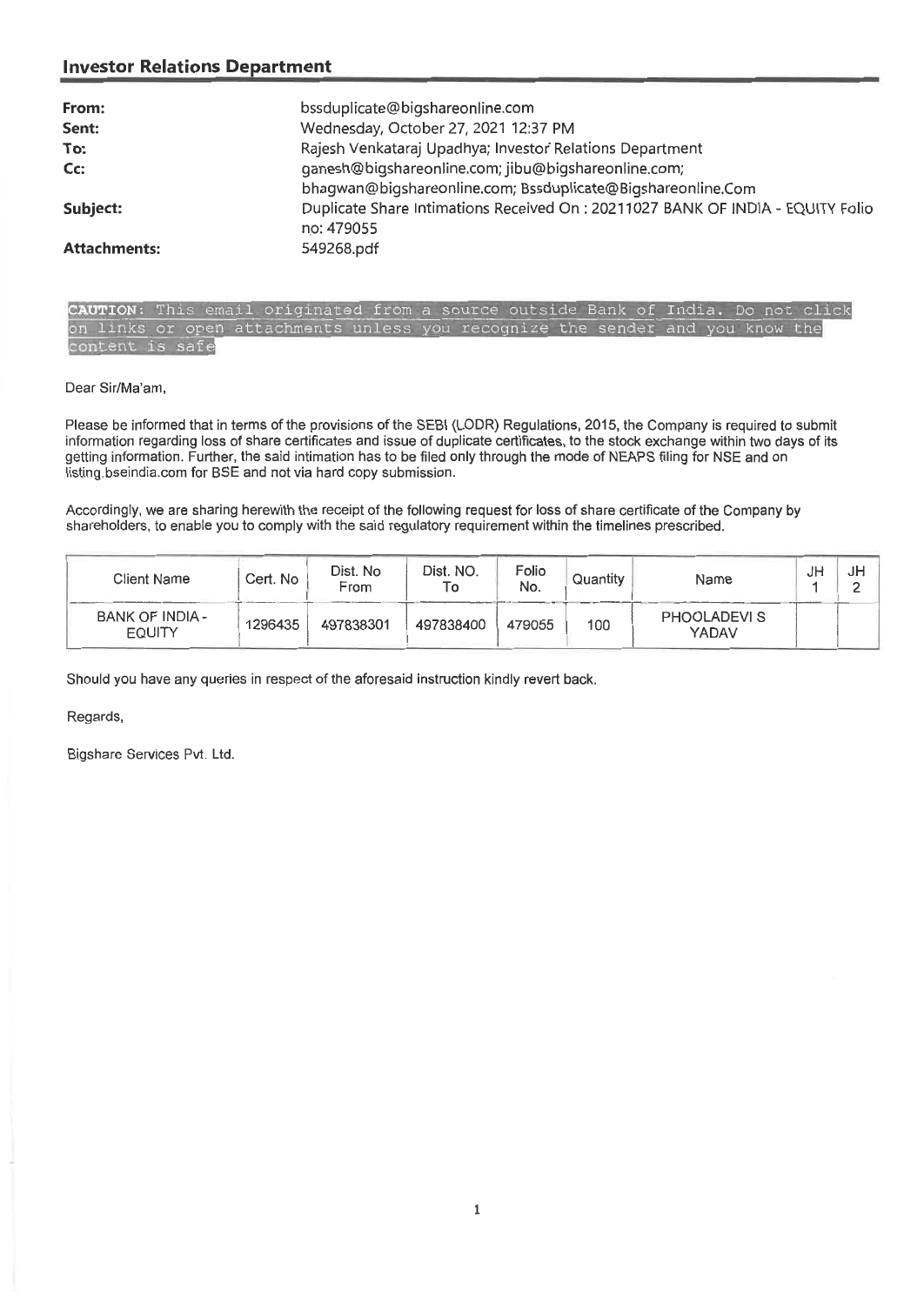## Investor Relations Department

| | |
|---|---|
| **From:** | bssduplicate@bigshareonline.com |
| **Sent:** | Wednesday, October 27, 2021 12:37 PM |
| **To:** | Rajesh Venkataraj Upadhya; Investor Relations Department |
| **Cc:** | ganesh@bigshareonline.com; jibu@bigshareonline.com; bhagwan@bigshareonline.com; Bssduplicate@Bigshareonline.Com |
| **Subject:** | Duplicate Share Intimations Received On : 20211027 BANK OF INDIA - EQUITY Folio no: 479055 |
| **Attachments:** | 549268.pdf |

CAUTION: This email originated from a source outside Bank of India. Do not click on links or open attachments unless you recognize the sender and you know the content is safe

Dear Sir/Ma'am,

Please be informed that in terms of the provisions of the SEBI (LODR) Regulations, 2015, the Company is required to submit information regarding loss of share certificates and issue of duplicate certificates, to the stock exchange within two days of its getting information. Further, the said intimation has to be filed only through the mode of NEAPS filing for NSE and on listing.bseindia.com for BSE and not via hard copy submission.

Accordingly, we are sharing herewith the receipt of the following request for loss of share certificate of the Company by shareholders, to enable you to comply with the said regulatory requirement within the timelines prescribed.

| Client Name | Cert. No | Dist. No From | Dist. NO. To | Folio No. | Quantity | Name | JH 1 | JH 2 |
|---|---|---|---|---|---|---|---|---|
| BANK OF INDIA - EQUITY | 1296435 | 497838301 | 497838400 | 479055 | 100 | PHOOLADEVI S YADAV | | |

Should you have any queries in respect of the aforesaid instruction kindly revert back.

Regards,

Bigshare Services Pvt. Ltd.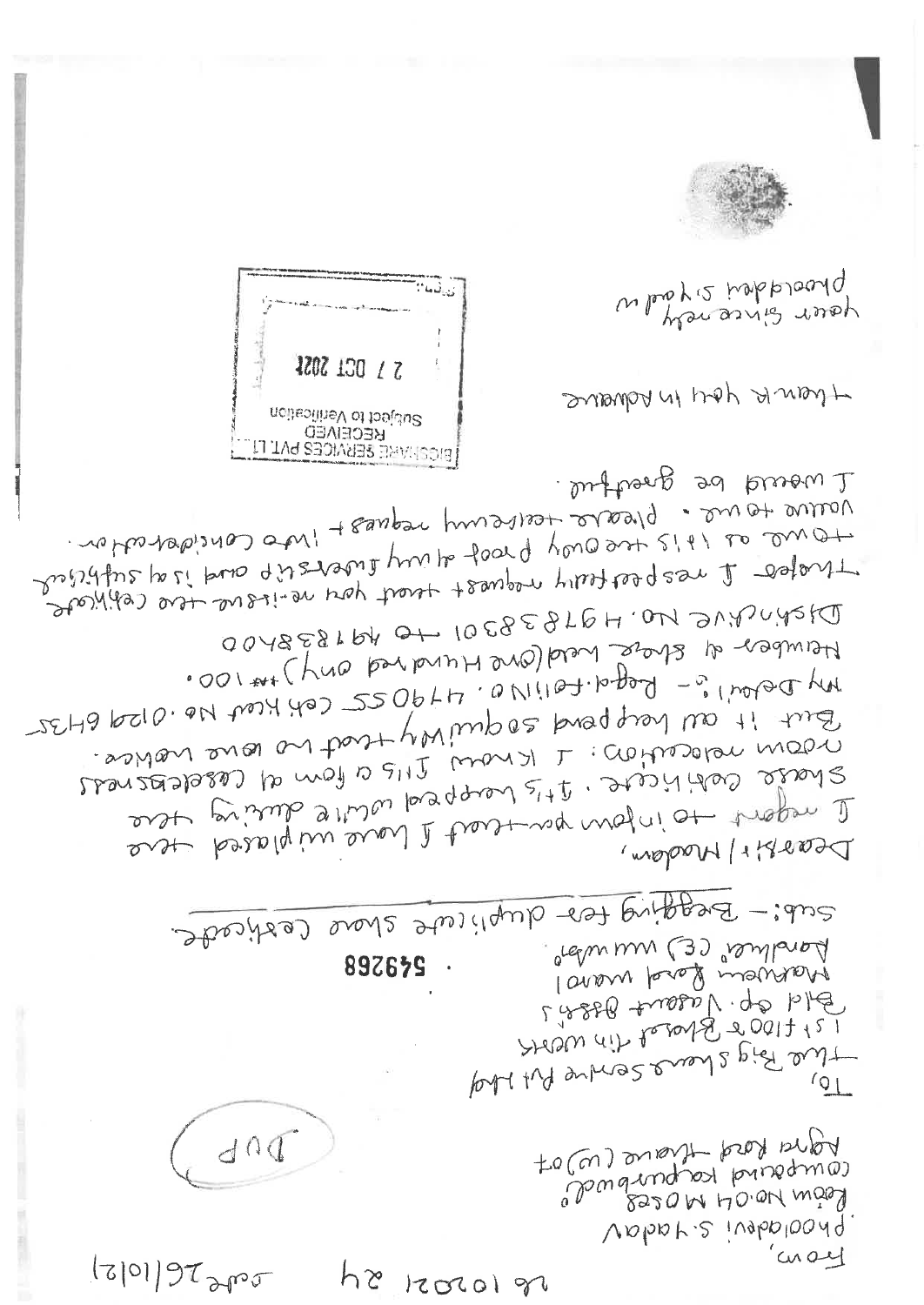26102021 24 Date 26/10/21

From,
Phooladevi S. Yadav
Room No. 04 Moses
compound Kopurbawdi
Agra Road Thane (W) 01

DUP

To,
The Big share Service Pvt Ltd
1st floor Bharat tin works
Bld op. Vasant oasis
Makwana Road Marol
Andheri (E) Mumbai
549268

Sub:- Begging for duplicate share certificate

Dear Sir/Madam,
I regret to inform you that I have misplaced the share certificate. It's happend while during the room relocation. I know this is a form of carelessness But it all happend so quickly that no one notice.
My Detail:- Folio No. 449055 Certificate No. 01296435
Number of share held (One Hundred only) 100.
Distinctive No. 497838301 to 497838400
Therefore I respectfully request that you re-issue the certificate to me as it is the only proof of my ownership and is of sufficient value to me. Please seriously request. Your consideration I would be grateful.

Thank you in advance

Your sincerely
Phooladevi S yadav

BIGSHARE SERVICES PVT LTD
RECEIVED
Subject to Verification
27 OCT 2021